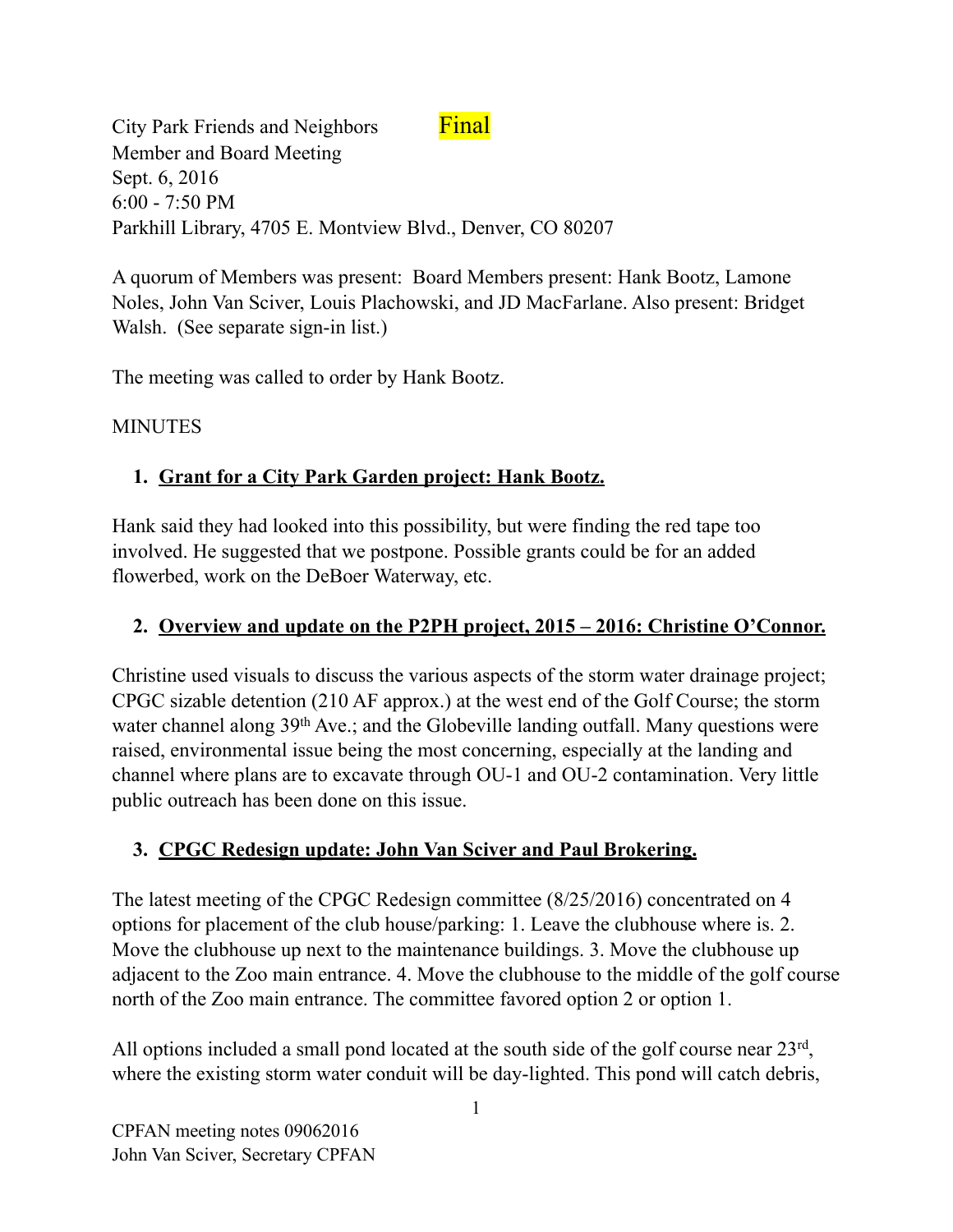City Park Friends and Neighbors **Final**
Member and Board Meeting
Sept. 6, 2016
6:00 - 7:50 PM
Parkhill Library, 4705 E. Montview Blvd., Denver, CO 80207

A quorum of Members was present: Board Members present: Hank Bootz, Lamone Noles, John Van Sciver, Louis Plachowski, and JD MacFarlane. Also present: Bridget Walsh. (See separate sign-in list.)

The meeting was called to order by Hank Bootz.

MINUTES

1. **Grant for a City Park Garden project: Hank Bootz.**

Hank said they had looked into this possibility, but were finding the red tape too involved. He suggested that we postpone. Possible grants could be for an added flowerbed, work on the DeBoer Waterway, etc.

2. **Overview and update on the P2PH project, 2015 – 2016: Christine O'Connor.**

Christine used visuals to discuss the various aspects of the storm water drainage project; CPGC sizable detention (210 AF approx.) at the west end of the Golf Course; the storm water channel along 39th Ave.; and the Globeville landing outfall. Many questions were raised, environmental issue being the most concerning, especially at the landing and channel where plans are to excavate through OU-1 and OU-2 contamination. Very little public outreach has been done on this issue.

3. **CPGC Redesign update: John Van Sciver and Paul Brokering.**

The latest meeting of the CPGC Redesign committee (8/25/2016) concentrated on 4 options for placement of the club house/parking: 1. Leave the clubhouse where is. 2. Move the clubhouse up next to the maintenance buildings. 3. Move the clubhouse up adjacent to the Zoo main entrance. 4. Move the clubhouse to the middle of the golf course north of the Zoo main entrance. The committee favored option 2 or option 1.

All options included a small pond located at the south side of the golf course near 23rd, where the existing storm water conduit will be day-lighted. This pond will catch debris,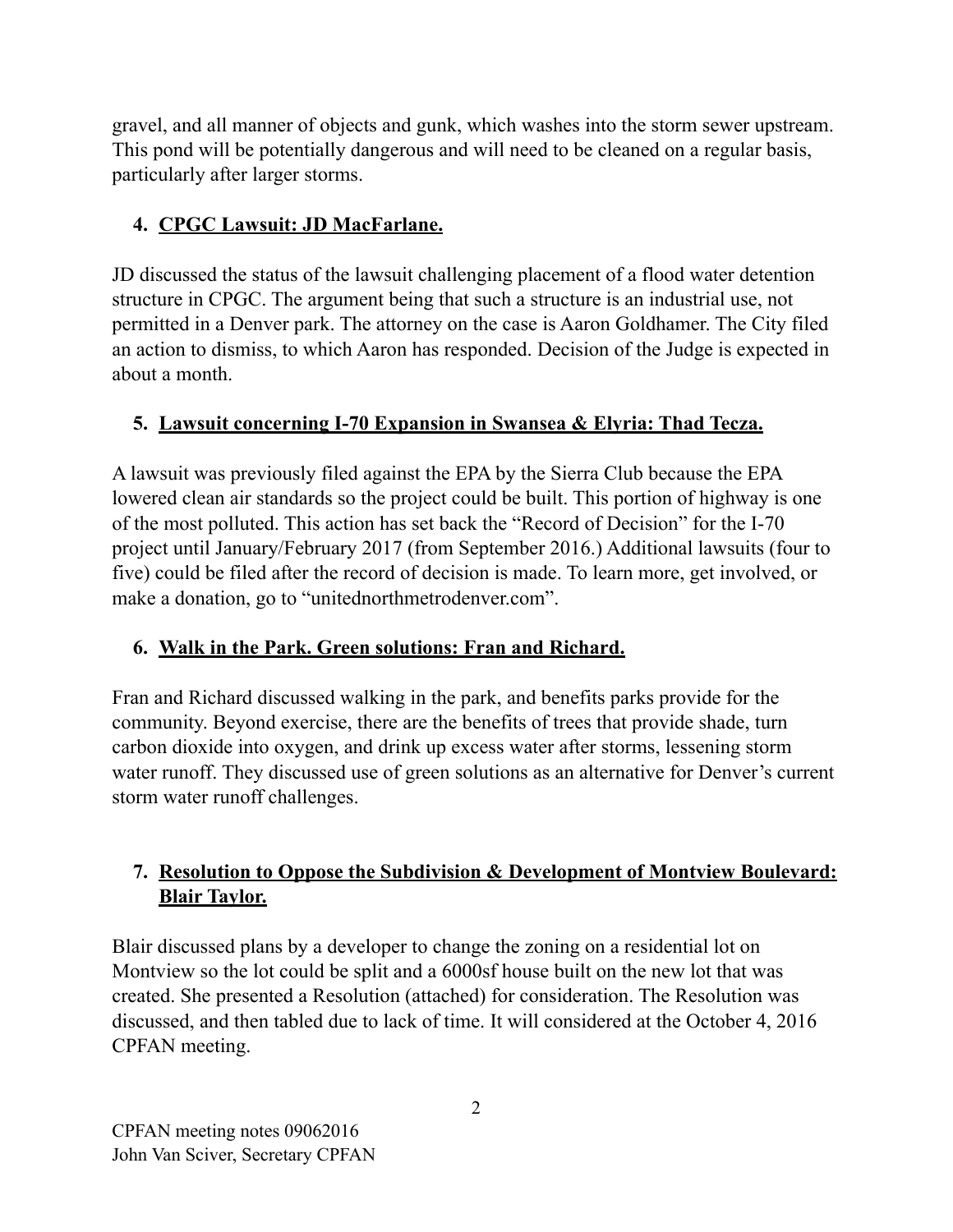gravel, and all manner of objects and gunk, which washes into the storm sewer upstream. This pond will be potentially dangerous and will need to be cleaned on a regular basis, particularly after larger storms.

4. **CPGC Lawsuit: JD MacFarlane.**

JD discussed the status of the lawsuit challenging placement of a flood water detention structure in CPGC. The argument being that such a structure is an industrial use, not permitted in a Denver park. The attorney on the case is Aaron Goldhamer. The City filed an action to dismiss, to which Aaron has responded. Decision of the Judge is expected in about a month.

5. **Lawsuit concerning I-70 Expansion in Swansea & Elyria: Thad Tecza.**

A lawsuit was previously filed against the EPA by the Sierra Club because the EPA lowered clean air standards so the project could be built. This portion of highway is one of the most polluted. This action has set back the "Record of Decision" for the I-70 project until January/February 2017 (from September 2016.) Additional lawsuits (four to five) could be filed after the record of decision is made. To learn more, get involved, or make a donation, go to "unitednorthmetrodenver.com".

6. **Walk in the Park. Green solutions: Fran and Richard.**

Fran and Richard discussed walking in the park, and benefits parks provide for the community. Beyond exercise, there are the benefits of trees that provide shade, turn carbon dioxide into oxygen, and drink up excess water after storms, lessening storm water runoff. They discussed use of green solutions as an alternative for Denver's current storm water runoff challenges.

7. **Resolution to Oppose the Subdivision & Development of Montview Boulevard: Blair Taylor.**

Blair discussed plans by a developer to change the zoning on a residential lot on Montview so the lot could be split and a 6000sf house built on the new lot that was created. She presented a Resolution (attached) for consideration. The Resolution was discussed, and then tabled due to lack of time. It will considered at the October 4, 2016 CPFAN meeting.

CPFAN meeting notes 09062016
John Van Sciver, Secretary CPFAN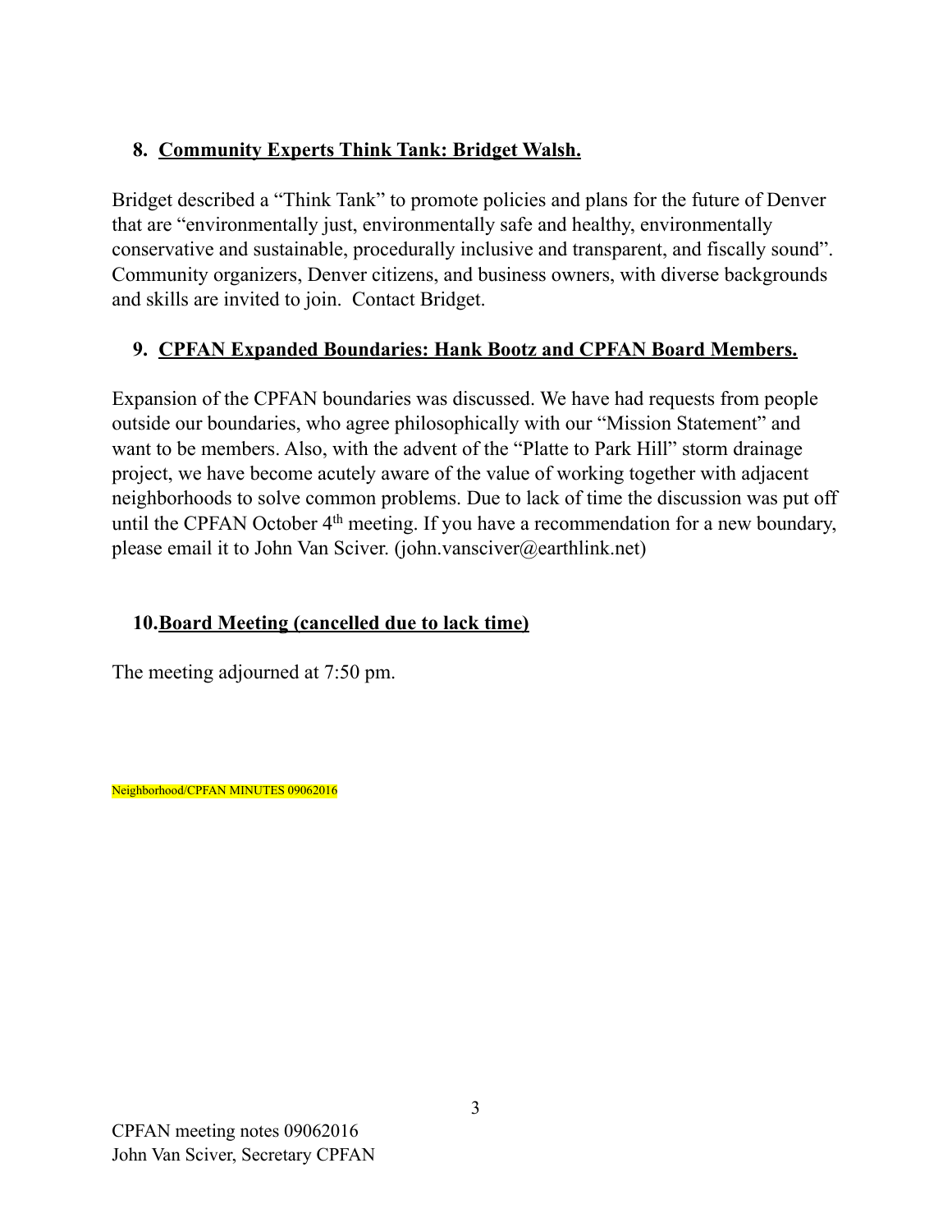## 8. Community Experts Think Tank: Bridget Walsh.

Bridget described a "Think Tank" to promote policies and plans for the future of Denver that are "environmentally just, environmentally safe and healthy, environmentally conservative and sustainable, procedurally inclusive and transparent, and fiscally sound". Community organizers, Denver citizens, and business owners, with diverse backgrounds and skills are invited to join. Contact Bridget.

## 9. CPFAN Expanded Boundaries: Hank Bootz and CPFAN Board Members.

Expansion of the CPFAN boundaries was discussed. We have had requests from people outside our boundaries, who agree philosophically with our "Mission Statement" and want to be members. Also, with the advent of the "Platte to Park Hill" storm drainage project, we have become acutely aware of the value of working together with adjacent neighborhoods to solve common problems. Due to lack of time the discussion was put off until the CPFAN October 4th meeting. If you have a recommendation for a new boundary, please email it to John Van Sciver. (john.vansciver@earthlink.net)

## 10. Board Meeting (cancelled due to lack time)

The meeting adjourned at 7:50 pm.

Neighborhood/CPFAN MINUTES 09062016

CPFAN meeting notes 09062016
John Van Sciver, Secretary CPFAN